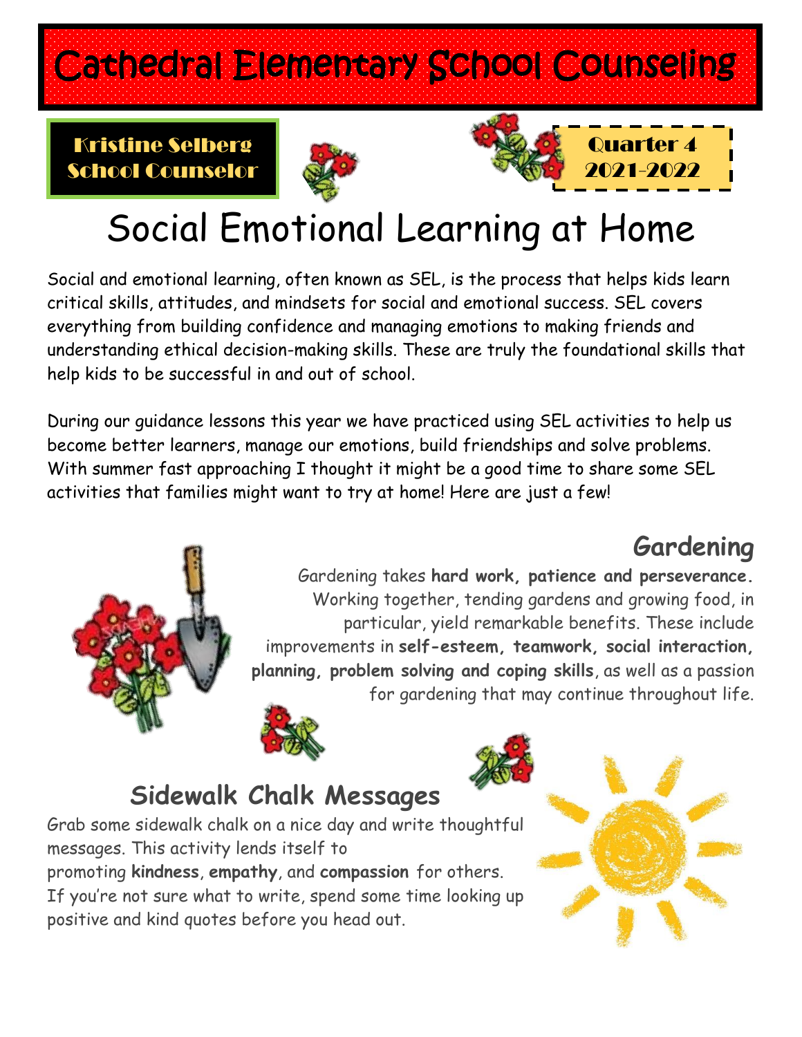# Cathedral Elementary School Counseling

**Kristine Selberg**
**School Counselor**

**Quarter 4**
**2021-2022**

# Social Emotional Learning at Home

Social and emotional learning, often known as SEL, is the process that helps kids learn critical skills, attitudes, and mindsets for social and emotional success. SEL covers everything from building confidence and managing emotions to making friends and understanding ethical decision-making skills. These are truly the foundational skills that help kids to be successful in and out of school.

During our guidance lessons this year we have practiced using SEL activities to help us become better learners, manage our emotions, build friendships and solve problems. With summer fast approaching I thought it might be a good time to share some SEL activities that families might want to try at home! Here are just a few!

## Gardening

Gardening takes **hard work, patience and perseverance.** Working together, tending gardens and growing food, in particular, yield remarkable benefits. These include improvements in **self-esteem, teamwork, social interaction, planning, problem solving and coping skills**, as well as a passion for gardening that may continue throughout life.

## Sidewalk Chalk Messages

Grab some sidewalk chalk on a nice day and write thoughtful messages. This activity lends itself to promoting **kindness**, **empathy**, and **compassion** for others. If you're not sure what to write, spend some time looking up positive and kind quotes before you head out.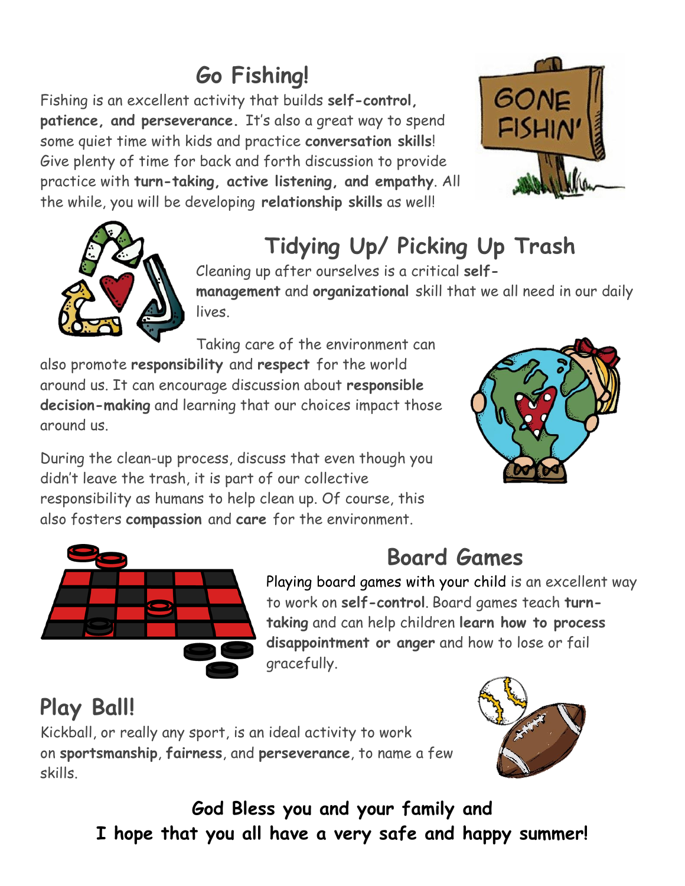## Go Fishing!

Fishing is an excellent activity that builds **self-control, patience, and perseverance.** It's also a great way to spend some quiet time with kids and practice **conversation skills**! Give plenty of time for back and forth discussion to provide practice with **turn-taking, active listening, and empathy**. All the while, you will be developing **relationship skills** as well!

## Tidying Up/ Picking Up Trash

Cleaning up after ourselves is a critical **self-management** and **organizational** skill that we all need in our daily lives.

Taking care of the environment can also promote **responsibility** and **respect** for the world around us. It can encourage discussion about **responsible decision-making** and learning that our choices impact those around us.

During the clean-up process, discuss that even though you didn't leave the trash, it is part of our collective responsibility as humans to help clean up. Of course, this also fosters **compassion** and **care** for the environment.

## Board Games

Playing board games with your child is an excellent way to work on **self-control**. Board games teach **turn-taking** and can help children **learn how to process disappointment or anger** and how to lose or fail gracefully.

## Play Ball!

Kickball, or really any sport, is an ideal activity to work on **sportsmanship**, **fairness**, and **perseverance**, to name a few skills.

**God Bless you and your family and I hope that you all have a very safe and happy summer!**